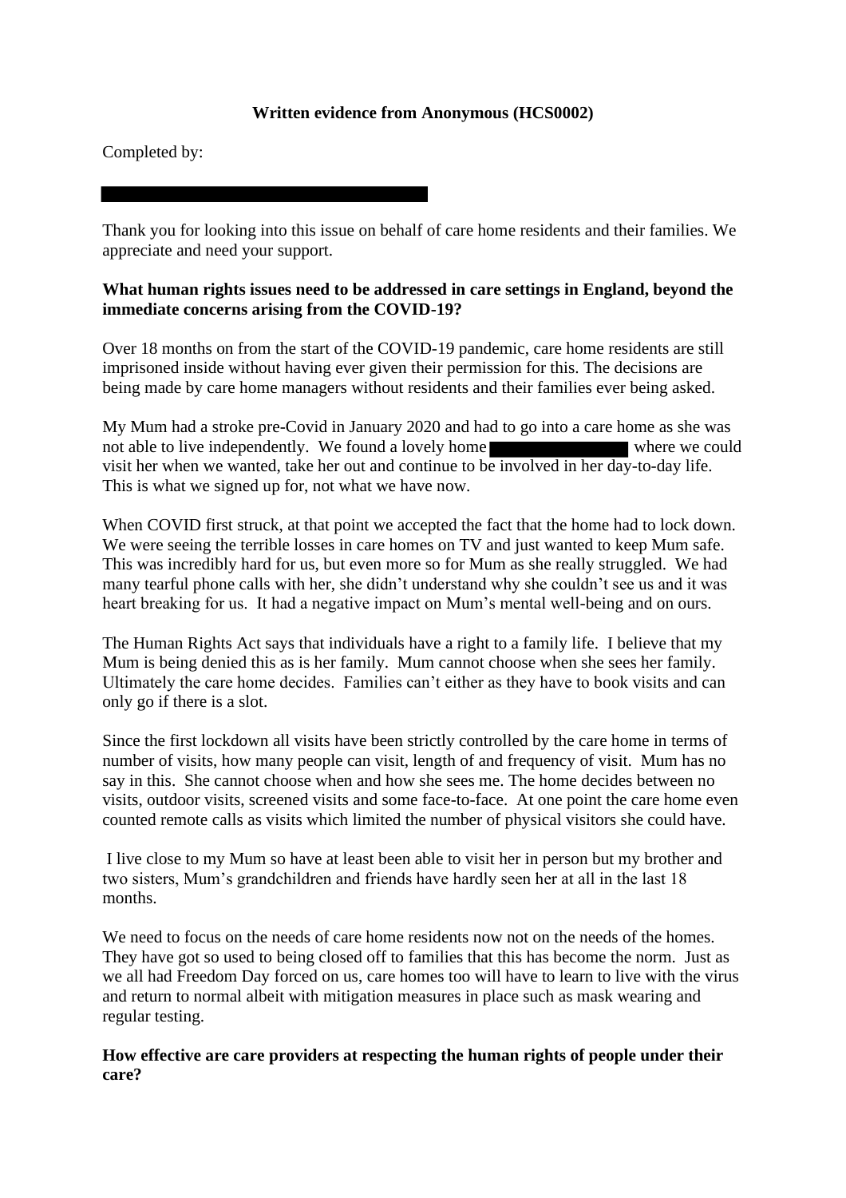**Written evidence from Anonymous (HCS0002)**

Completed by:

Thank you for looking into this issue on behalf of care home residents and their families. We appreciate and need your support.

**What human rights issues need to be addressed in care settings in England, beyond the immediate concerns arising from the COVID-19?**

Over 18 months on from the start of the COVID-19 pandemic, care home residents are still imprisoned inside without having ever given their permission for this. The decisions are being made by care home managers without residents and their families ever being asked.

My Mum had a stroke pre-Covid in January 2020 and had to go into a care home as she was not able to live independently. We found a lovely home where we could visit her when we wanted, take her out and continue to be involved in her day-to-day life. This is what we signed up for, not what we have now.

When COVID first struck, at that point we accepted the fact that the home had to lock down. We were seeing the terrible losses in care homes on TV and just wanted to keep Mum safe. This was incredibly hard for us, but even more so for Mum as she really struggled. We had many tearful phone calls with her, she didn't understand why she couldn't see us and it was heart breaking for us. It had a negative impact on Mum's mental well-being and on ours.

The Human Rights Act says that individuals have a right to a family life. I believe that my Mum is being denied this as is her family. Mum cannot choose when she sees her family. Ultimately the care home decides. Families can't either as they have to book visits and can only go if there is a slot.

Since the first lockdown all visits have been strictly controlled by the care home in terms of number of visits, how many people can visit, length of and frequency of visit. Mum has no say in this. She cannot choose when and how she sees me. The home decides between no visits, outdoor visits, screened visits and some face-to-face. At one point the care home even counted remote calls as visits which limited the number of physical visitors she could have.

I live close to my Mum so have at least been able to visit her in person but my brother and two sisters, Mum's grandchildren and friends have hardly seen her at all in the last 18 months.

We need to focus on the needs of care home residents now not on the needs of the homes. They have got so used to being closed off to families that this has become the norm. Just as we all had Freedom Day forced on us, care homes too will have to learn to live with the virus and return to normal albeit with mitigation measures in place such as mask wearing and regular testing.

**How effective are care providers at respecting the human rights of people under their care?**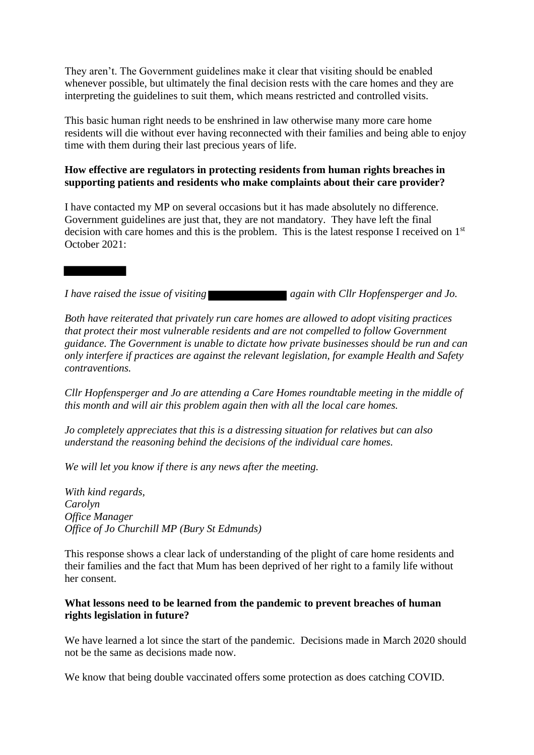They aren't. The Government guidelines make it clear that visiting should be enabled whenever possible, but ultimately the final decision rests with the care homes and they are interpreting the guidelines to suit them, which means restricted and controlled visits.

This basic human right needs to be enshrined in law otherwise many more care home residents will die without ever having reconnected with their families and being able to enjoy time with them during their last precious years of life.

**How effective are regulators in protecting residents from human rights breaches in supporting patients and residents who make complaints about their care provider?**

I have contacted my MP on several occasions but it has made absolutely no difference. Government guidelines are just that, they are not mandatory. They have left the final decision with care homes and this is the problem. This is the latest response I received on 1st October 2021:

*I have raised the issue of visiting again with Cllr Hopfensperger and Jo.*

*Both have reiterated that privately run care homes are allowed to adopt visiting practices that protect their most vulnerable residents and are not compelled to follow Government guidance. The Government is unable to dictate how private businesses should be run and can only interfere if practices are against the relevant legislation, for example Health and Safety contraventions.*

*Cllr Hopfensperger and Jo are attending a Care Homes roundtable meeting in the middle of this month and will air this problem again then with all the local care homes.*

*Jo completely appreciates that this is a distressing situation for relatives but can also understand the reasoning behind the decisions of the individual care homes.*

*We will let you know if there is any news after the meeting.*

*With kind regards,*
*Carolyn*
*Office Manager*
*Office of Jo Churchill MP (Bury St Edmunds)*

This response shows a clear lack of understanding of the plight of care home residents and their families and the fact that Mum has been deprived of her right to a family life without her consent.

**What lessons need to be learned from the pandemic to prevent breaches of human rights legislation in future?**

We have learned a lot since the start of the pandemic. Decisions made in March 2020 should not be the same as decisions made now.

We know that being double vaccinated offers some protection as does catching COVID.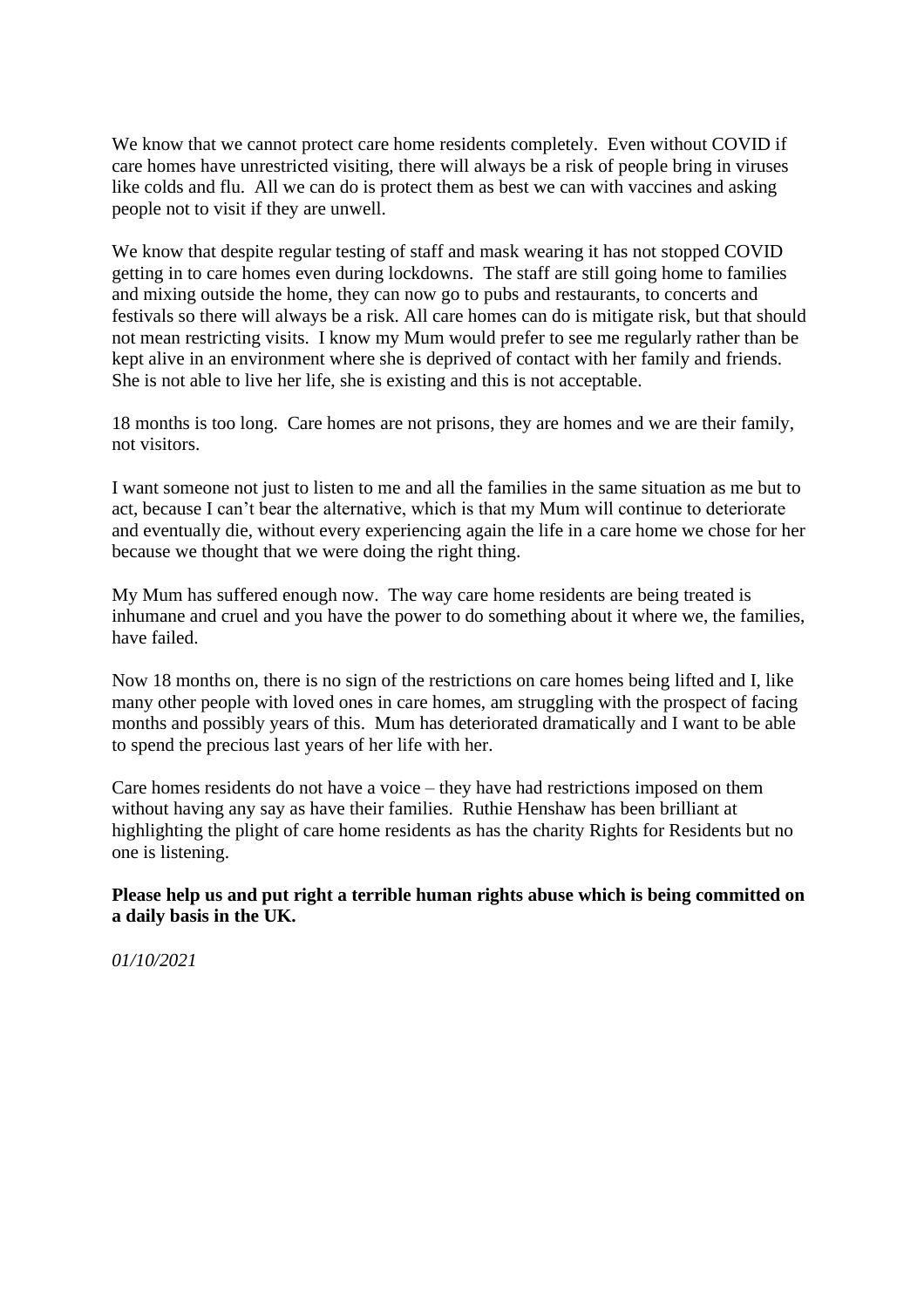We know that we cannot protect care home residents completely. Even without COVID if care homes have unrestricted visiting, there will always be a risk of people bring in viruses like colds and flu. All we can do is protect them as best we can with vaccines and asking people not to visit if they are unwell.

We know that despite regular testing of staff and mask wearing it has not stopped COVID getting in to care homes even during lockdowns. The staff are still going home to families and mixing outside the home, they can now go to pubs and restaurants, to concerts and festivals so there will always be a risk. All care homes can do is mitigate risk, but that should not mean restricting visits. I know my Mum would prefer to see me regularly rather than be kept alive in an environment where she is deprived of contact with her family and friends. She is not able to live her life, she is existing and this is not acceptable.

18 months is too long. Care homes are not prisons, they are homes and we are their family, not visitors.

I want someone not just to listen to me and all the families in the same situation as me but to act, because I can't bear the alternative, which is that my Mum will continue to deteriorate and eventually die, without every experiencing again the life in a care home we chose for her because we thought that we were doing the right thing.

My Mum has suffered enough now. The way care home residents are being treated is inhumane and cruel and you have the power to do something about it where we, the families, have failed.

Now 18 months on, there is no sign of the restrictions on care homes being lifted and I, like many other people with loved ones in care homes, am struggling with the prospect of facing months and possibly years of this. Mum has deteriorated dramatically and I want to be able to spend the precious last years of her life with her.

Care homes residents do not have a voice – they have had restrictions imposed on them without having any say as have their families. Ruthie Henshaw has been brilliant at highlighting the plight of care home residents as has the charity Rights for Residents but no one is listening.

**Please help us and put right a terrible human rights abuse which is being committed on a daily basis in the UK.**

*01/10/2021*